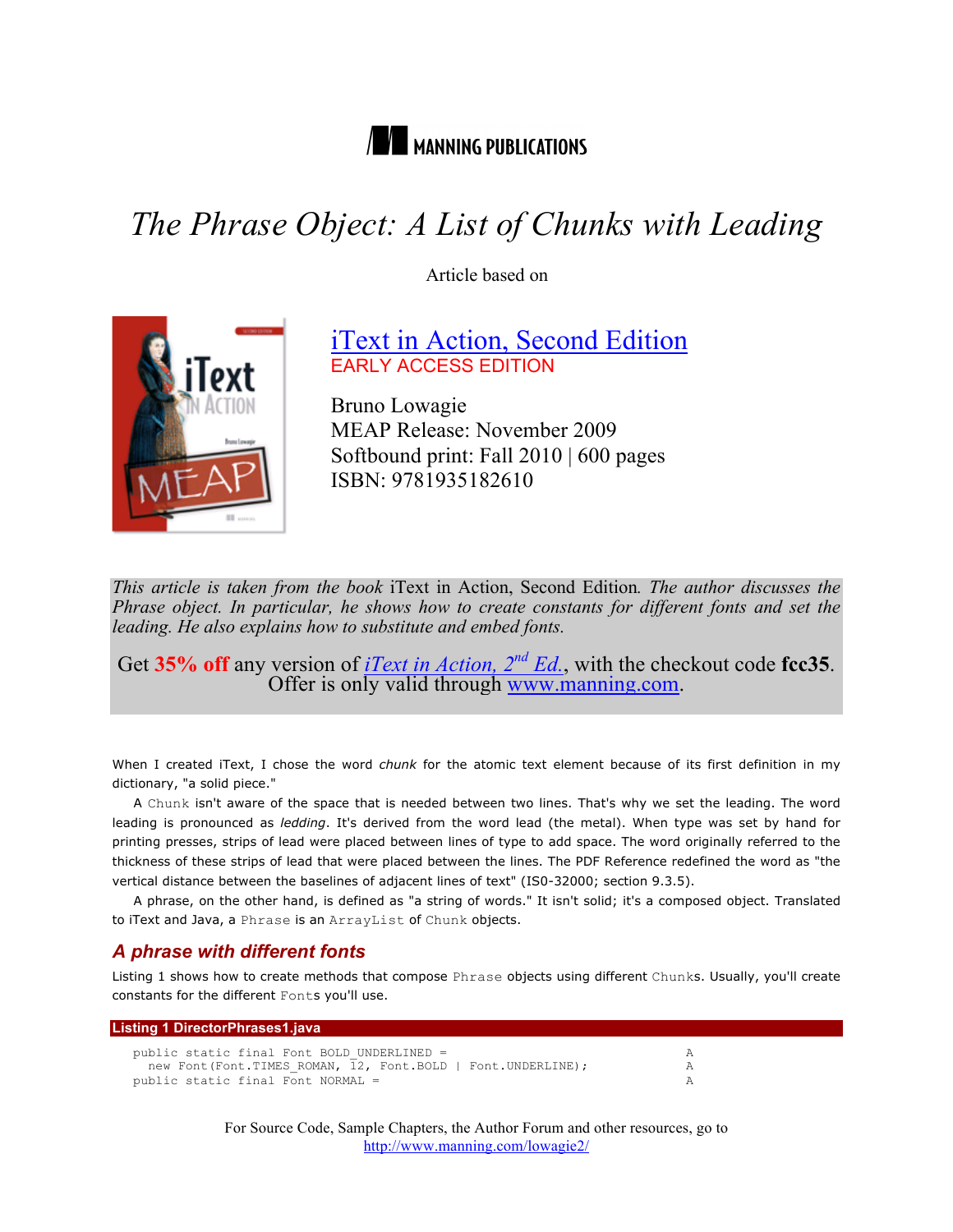MANNING PUBLICATIONS

# *The Phrase Object: A List of Chunks with Leading*

Article based on

[iText in Action, Second Edition](#)
EARLY ACCESS EDITION

Bruno Lowagie
MEAP Release: November 2009
Softbound print: Fall 2010 | 600 pages
ISBN: 9781935182610

*This article is taken from the book* iText in Action, Second Edition*. The author discusses the Phrase object. In particular, he shows how to create constants for different fonts and set the leading. He also explains how to substitute and embed fonts.*

Get **35% off** any version of *iText in Action, 2nd Ed.*, with the checkout code **fcc35**. Offer is only valid through www.manning.com.

When I created iText, I chose the word *chunk* for the atomic text element because of its first definition in my dictionary, "a solid piece."

A `Chunk` isn't aware of the space that is needed between two lines. That's why we set the leading. The word leading is pronounced as *ledding*. It's derived from the word lead (the metal). When type was set by hand for printing presses, strips of lead were placed between lines of type to add space. The word originally referred to the thickness of these strips of lead that were placed between the lines. The PDF Reference redefined the word as "the vertical distance between the baselines of adjacent lines of text" (ISO-32000; section 9.3.5).

A phrase, on the other hand, is defined as "a string of words." It isn't solid; it's a composed object. Translated to iText and Java, a `Phrase` is an `ArrayList` of `Chunk` objects.

## *A phrase with different fonts*

Listing 1 shows how to create methods that compose `Phrase` objects using different `Chunk`s. Usually, you'll create constants for the different `Font`s you'll use.

**Listing 1 DirectorPhrases1.java**

```
public static final Font BOLD_UNDERLINED =                              A
  new Font(Font.TIMES_ROMAN, 12, Font.BOLD | Font.UNDERLINE);           A
public static final Font NORMAL =                                       A
```

For Source Code, Sample Chapters, the Author Forum and other resources, go to
http://www.manning.com/lowagie2/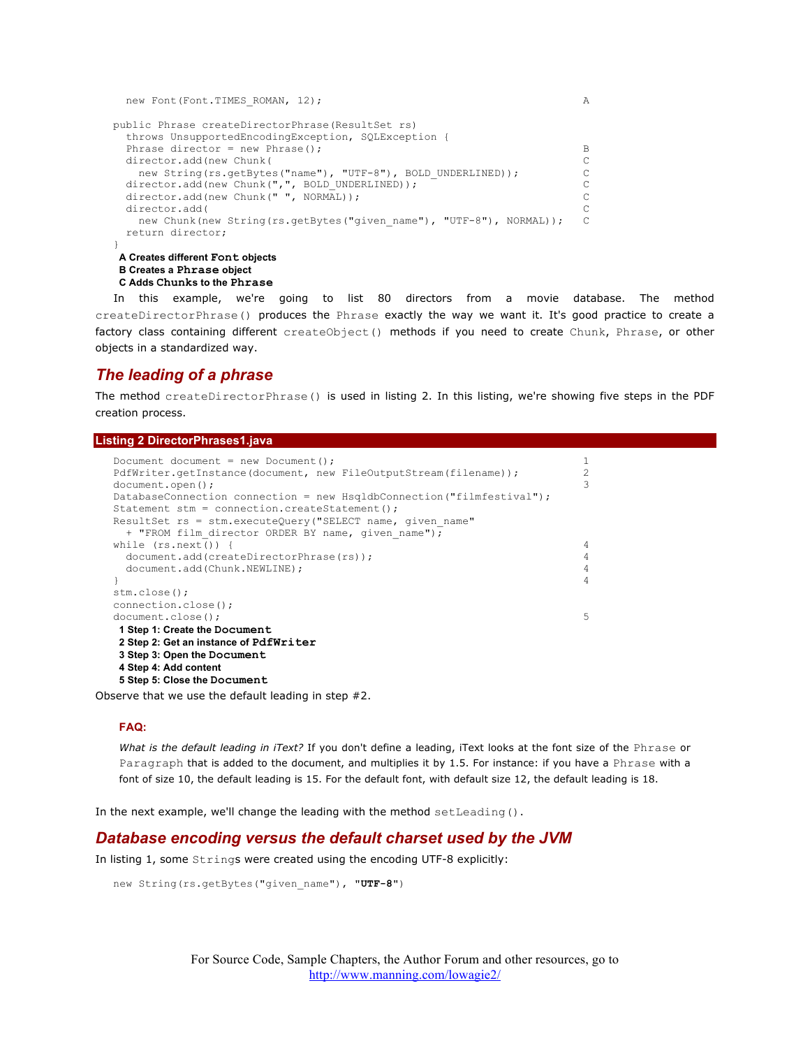```
  new Font(Font.TIMES_ROMAN, 12);                                          A

public Phrase createDirectorPhrase(ResultSet rs)
  throws UnsupportedEncodingException, SQLException {
  Phrase director = new Phrase();                                          B
  director.add(new Chunk(                                                  C
    new String(rs.getBytes("name"), "UTF-8"), BOLD_UNDERLINED));           C
  director.add(new Chunk(",", BOLD_UNDERLINED));                           C
  director.add(new Chunk(" ", NORMAL));                                    C
  director.add(                                                            C
    new Chunk(new String(rs.getBytes("given_name"), "UTF-8"), NORMAL));    C
  return director;
}
```

**A Creates different `Font` objects**
**B Creates a `Phrase` object**
**C Adds `Chunk`s to the `Phrase`**

In this example, we're going to list 80 directors from a movie database. The method `createDirectorPhrase()` produces the `Phrase` exactly the way we want it. It's good practice to create a factory class containing different `createObject()` methods if you need to create `Chunk`, `Phrase`, or other objects in a standardized way.

## The leading of a phrase

The method `createDirectorPhrase()` is used in listing 2. In this listing, we're showing five steps in the PDF creation process.

**Listing 2 DirectorPhrases1.java**

```
Document document = new Document();                                        1
PdfWriter.getInstance(document, new FileOutputStream(filename));           2
document.open();                                                           3
DatabaseConnection connection = new HsqldbConnection("filmfestival");
Statement stm = connection.createStatement();
ResultSet rs = stm.executeQuery("SELECT name, given_name"
  + "FROM film_director ORDER BY name, given_name");
while (rs.next()) {                                                        4
  document.add(createDirectorPhrase(rs));                                  4
  document.add(Chunk.NEWLINE);                                             4
}                                                                          4
stm.close();
connection.close();
document.close();                                                          5
```

**1 Step 1: Create the `Document`**
**2 Step 2: Get an instance of `PdfWriter`**
**3 Step 3: Open the `Document`**
**4 Step 4: Add content**
**5 Step 5: Close the `Document`**

Observe that we use the default leading in step #2.

**FAQ:**

*What is the default leading in iText?* If you don't define a leading, iText looks at the font size of the `Phrase` or `Paragraph` that is added to the document, and multiplies it by 1.5. For instance: if you have a `Phrase` with a font of size 10, the default leading is 15. For the default font, with default size 12, the default leading is 18.

In the next example, we'll change the leading with the method `setLeading()`.

## Database encoding versus the default charset used by the JVM

In listing 1, some `String`s were created using the encoding UTF-8 explicitly:

```
new String(rs.getBytes("given_name"), "UTF-8")
```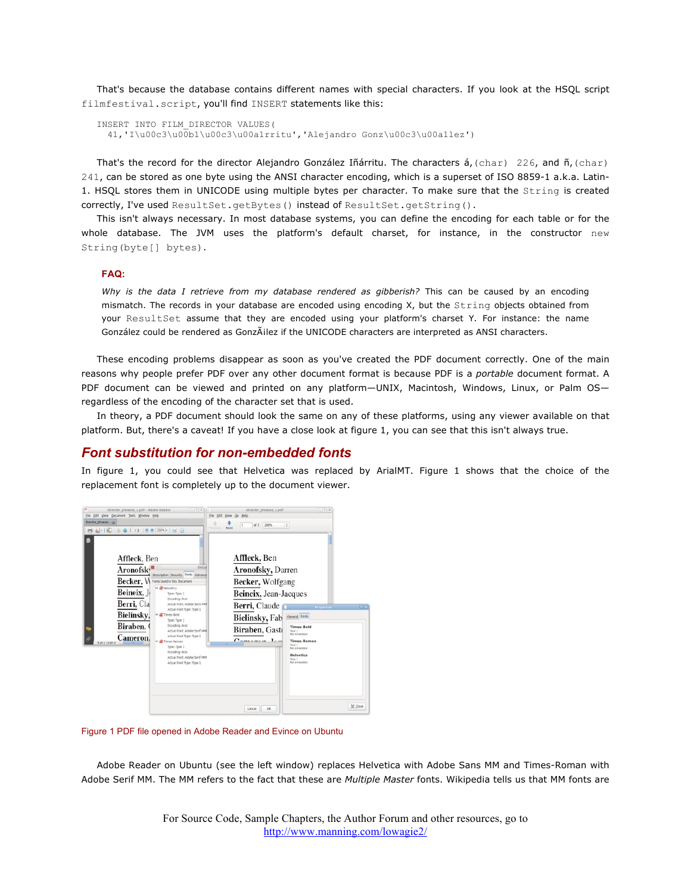That's because the database contains different names with special characters. If you look at the HSQL script `filmfestival.script`, you'll find `INSERT` statements like this:

```
INSERT INTO FILM_DIRECTOR VALUES(
  41,'I\u00c3\u00b1\u00c3\u00a1rritu','Alejandro Gonz\u00c3\u00a1lez')
```

That's the record for the director Alejandro González Iñárritu. The characters á, `(char) 226`, and ñ, `(char) 241`, can be stored as one byte using the ANSI character encoding, which is a superset of ISO 8859-1 a.k.a. Latin-1. HSQL stores them in UNICODE using multiple bytes per character. To make sure that the `String` is created correctly, I've used `ResultSet.getBytes()` instead of `ResultSet.getString()`.

This isn't always necessary. In most database systems, you can define the encoding for each table or for the whole database. The JVM uses the platform's default charset, for instance, in the constructor `new String(byte[] bytes)`.

**FAQ:**

*Why is the data I retrieve from my database rendered as gibberish?* This can be caused by an encoding mismatch. The records in your database are encoded using encoding X, but the `String` objects obtained from your `ResultSet` assume that they are encoded using your platform's charset Y. For instance: the name González could be rendered as GonzÃ¡lez if the UNICODE characters are interpreted as ANSI characters.

These encoding problems disappear as soon as you've created the PDF document correctly. One of the main reasons why people prefer PDF over any other document format is because PDF is a *portable* document format. A PDF document can be viewed and printed on any platform—UNIX, Macintosh, Windows, Linux, or Palm OS—regardless of the encoding of the character set that is used.

In theory, a PDF document should look the same on any of these platforms, using any viewer available on that platform. But, there's a caveat! If you have a close look at figure 1, you can see that this isn't always true.

## Font substitution for non-embedded fonts

In figure 1, you could see that Helvetica was replaced by ArialMT. Figure 1 shows that the choice of the replacement font is completely up to the document viewer.

Figure 1 PDF file opened in Adobe Reader and Evince on Ubuntu

Adobe Reader on Ubuntu (see the left window) replaces Helvetica with Adobe Sans MM and Times-Roman with Adobe Serif MM. The MM refers to the fact that these are *Multiple Master* fonts. Wikipedia tells us that MM fonts are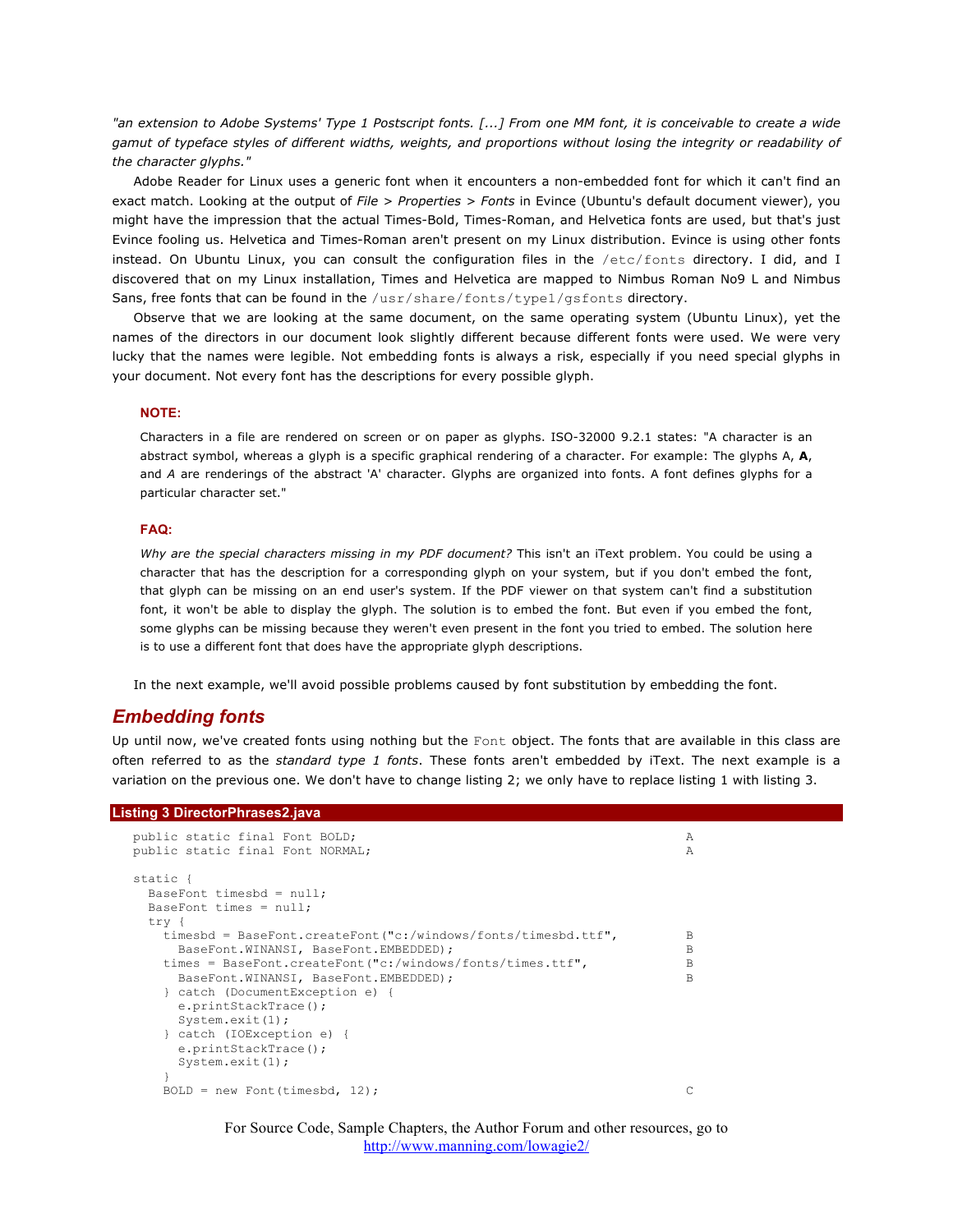*"an extension to Adobe Systems' Type 1 Postscript fonts. [...] From one MM font, it is conceivable to create a wide gamut of typeface styles of different widths, weights, and proportions without losing the integrity or readability of the character glyphs."*

Adobe Reader for Linux uses a generic font when it encounters a non-embedded font for which it can't find an exact match. Looking at the output of *File > Properties > Fonts* in Evince (Ubuntu's default document viewer), you might have the impression that the actual Times-Bold, Times-Roman, and Helvetica fonts are used, but that's just Evince fooling us. Helvetica and Times-Roman aren't present on my Linux distribution. Evince is using other fonts instead. On Ubuntu Linux, you can consult the configuration files in the `/etc/fonts` directory. I did, and I discovered that on my Linux installation, Times and Helvetica are mapped to Nimbus Roman No9 L and Nimbus Sans, free fonts that can be found in the `/usr/share/fonts/type1/gsfonts` directory.

Observe that we are looking at the same document, on the same operating system (Ubuntu Linux), yet the names of the directors in our document look slightly different because different fonts were used. We were very lucky that the names were legible. Not embedding fonts is always a risk, especially if you need special glyphs in your document. Not every font has the descriptions for every possible glyph.

**NOTE:**

Characters in a file are rendered on screen or on paper as glyphs. ISO-32000 9.2.1 states: "A character is an abstract symbol, whereas a glyph is a specific graphical rendering of a character. For example: The glyphs A, **A**, and *A* are renderings of the abstract 'A' character. Glyphs are organized into fonts. A font defines glyphs for a particular character set."

**FAQ:**

*Why are the special characters missing in my PDF document?* This isn't an iText problem. You could be using a character that has the description for a corresponding glyph on your system, but if you don't embed the font, that glyph can be missing on an end user's system. If the PDF viewer on that system can't find a substitution font, it won't be able to display the glyph. The solution is to embed the font. But even if you embed the font, some glyphs can be missing because they weren't even present in the font you tried to embed. The solution here is to use a different font that does have the appropriate glyph descriptions.

In the next example, we'll avoid possible problems caused by font substitution by embedding the font.

## *Embedding fonts*

Up until now, we've created fonts using nothing but the `Font` object. The fonts that are available in this class are often referred to as the *standard type 1 fonts*. These fonts aren't embedded by iText. The next example is a variation on the previous one. We don't have to change listing 2; we only have to replace listing 1 with listing 3.

**Listing 3 DirectorPhrases2.java**

```
public static final Font BOLD;                                          A
public static final Font NORMAL;                                        A

static {
  BaseFont timesbd = null;
  BaseFont times = null;
  try {
    timesbd = BaseFont.createFont("c:/windows/fonts/timesbd.ttf",       B
      BaseFont.WINANSI, BaseFont.EMBEDDED);                             B
    times = BaseFont.createFont("c:/windows/fonts/times.ttf",           B
      BaseFont.WINANSI, BaseFont.EMBEDDED);                             B
    } catch (DocumentException e) {
      e.printStackTrace();
      System.exit(1);
    } catch (IOException e) {
      e.printStackTrace();
      System.exit(1);
    }
    BOLD = new Font(timesbd, 12);                                       C
```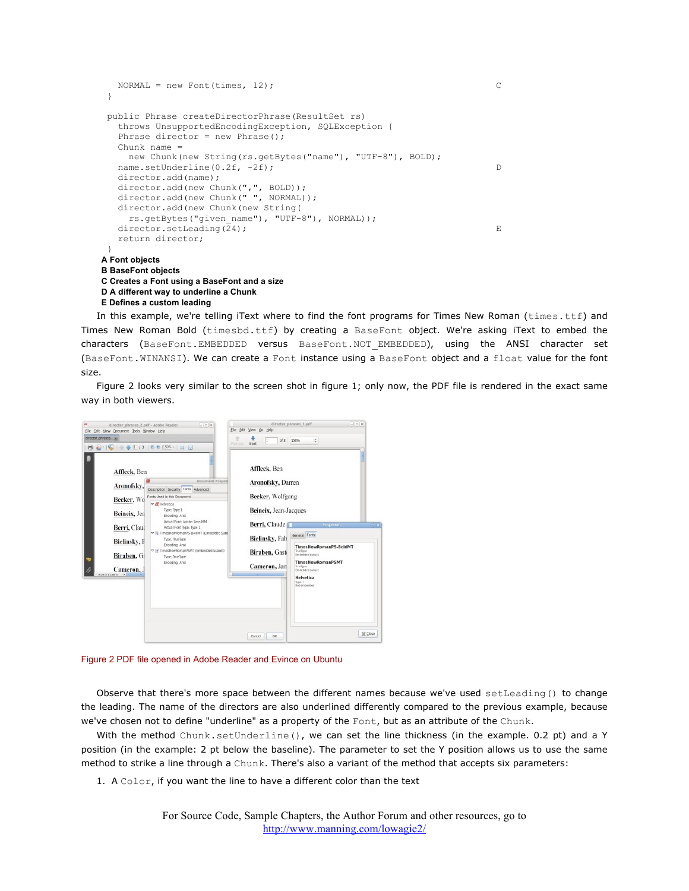```
    NORMAL = new Font(times, 12);                                    C
  }

  public Phrase createDirectorPhrase(ResultSet rs)
    throws UnsupportedEncodingException, SQLException {
    Phrase director = new Phrase();
    Chunk name =
      new Chunk(new String(rs.getBytes("name"), "UTF-8"), BOLD);
    name.setUnderline(0.2f, -2f);                                    D
    director.add(name);
    director.add(new Chunk(",", BOLD));
    director.add(new Chunk(" ", NORMAL));
    director.add(new Chunk(new String(
      rs.getBytes("given_name"), "UTF-8"), NORMAL));
    director.setLeading(24);                                         E
    return director;
  }
```

**A Font objects**
**B BaseFont objects**
**C Creates a Font using a BaseFont and a size**
**D A different way to underline a Chunk**
**E Defines a custom leading**

In this example, we're telling iText where to find the font programs for Times New Roman (`times.ttf`) and Times New Roman Bold (`timesbd.ttf`) by creating a `BaseFont` object. We're asking iText to embed the characters (`BaseFont.EMBEDDED` versus `BaseFont.NOT_EMBEDDED`), using the ANSI character set (`BaseFont.WINANSI`). We can create a `Font` instance using a `BaseFont` object and a `float` value for the font size.

Figure 2 looks very similar to the screen shot in figure 1; only now, the PDF file is rendered in the exact same way in both viewers.

Figure 2 PDF file opened in Adobe Reader and Evince on Ubuntu

Observe that there's more space between the different names because we've used `setLeading()` to change the leading. The name of the directors are also underlined differently compared to the previous example, because we've chosen not to define "underline" as a property of the `Font`, but as an attribute of the `Chunk`.

With the method `Chunk.setUnderline()`, we can set the line thickness (in the example. 0.2 pt) and a Y position (in the example: 2 pt below the baseline). The parameter to set the Y position allows us to use the same method to strike a line through a `Chunk`. There's also a variant of the method that accepts six parameters:

1. A `Color`, if you want the line to have a different color than the text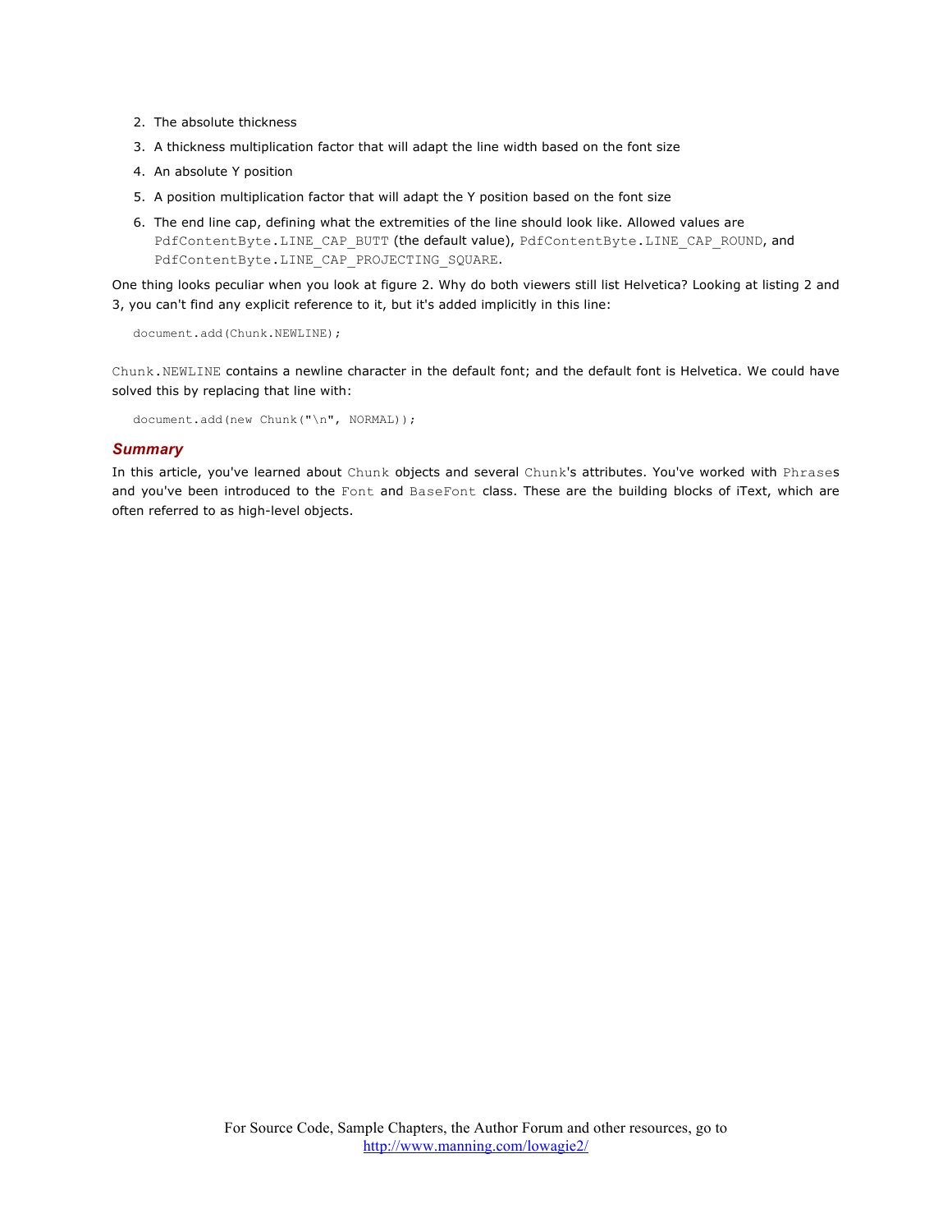2. The absolute thickness
3. A thickness multiplication factor that will adapt the line width based on the font size
4. An absolute Y position
5. A position multiplication factor that will adapt the Y position based on the font size
6. The end line cap, defining what the extremities of the line should look like. Allowed values are `PdfContentByte.LINE_CAP_BUTT` (the default value), `PdfContentByte.LINE_CAP_ROUND`, and `PdfContentByte.LINE_CAP_PROJECTING_SQUARE`.

One thing looks peculiar when you look at figure 2. Why do both viewers still list Helvetica? Looking at listing 2 and 3, you can't find any explicit reference to it, but it's added implicitly in this line:

```
document.add(Chunk.NEWLINE);
```

`Chunk.NEWLINE` contains a newline character in the default font; and the default font is Helvetica. We could have solved this by replacing that line with:

```
document.add(new Chunk("\n", NORMAL));
```

### Summary

In this article, you've learned about `Chunk` objects and several `Chunk`'s attributes. You've worked with `Phrase`s and you've been introduced to the `Font` and `BaseFont` class. These are the building blocks of iText, which are often referred to as high-level objects.